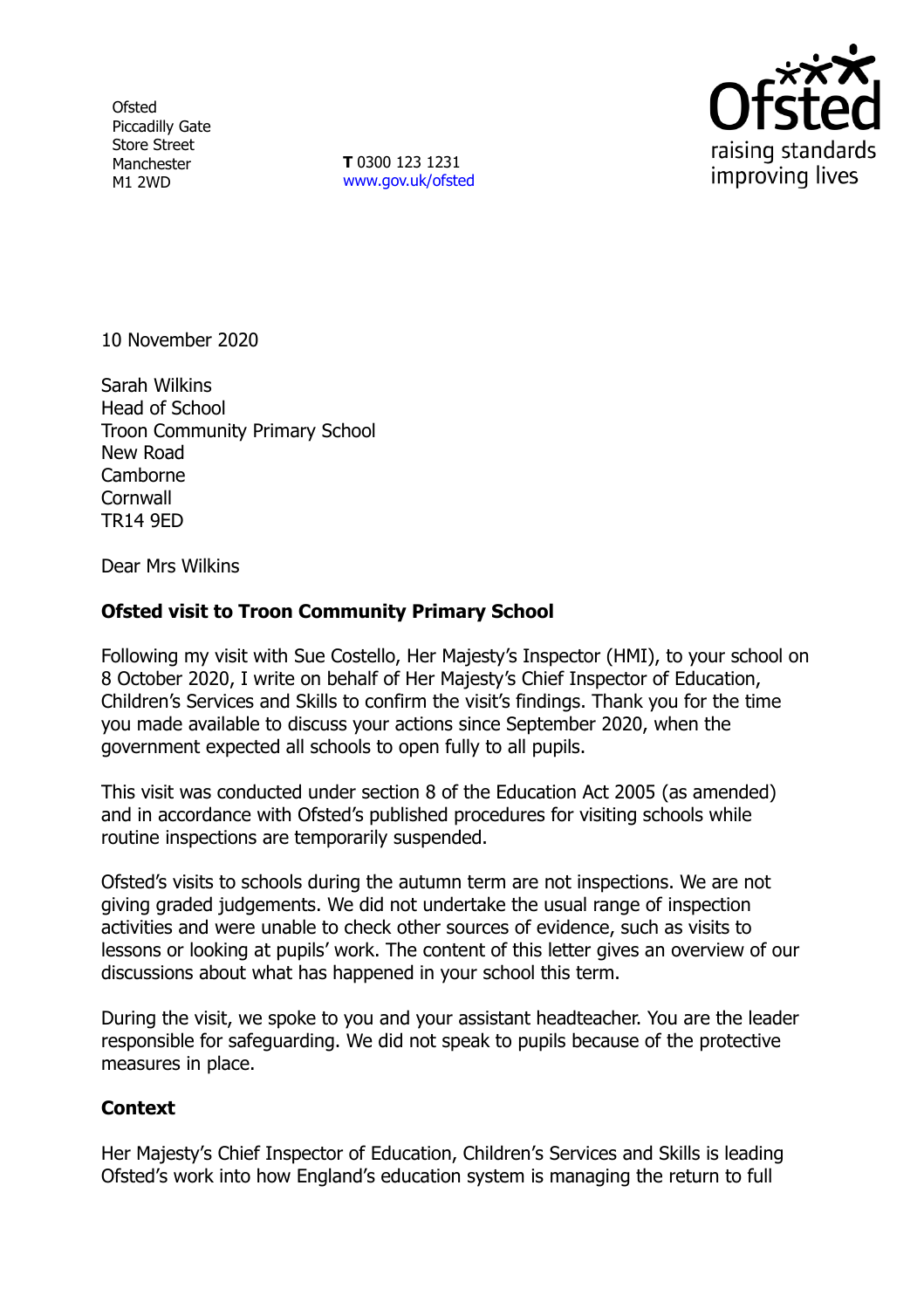Ofsted
Piccadilly Gate
Store Street
Manchester
M1 2WD

**T** 0300 123 1231
www.gov.uk/ofsted

10 November 2020

Sarah Wilkins
Head of School
Troon Community Primary School
New Road
Camborne
Cornwall
TR14 9ED

Dear Mrs Wilkins

**Ofsted visit to Troon Community Primary School**

Following my visit with Sue Costello, Her Majesty's Inspector (HMI), to your school on 8 October 2020, I write on behalf of Her Majesty's Chief Inspector of Education, Children's Services and Skills to confirm the visit's findings. Thank you for the time you made available to discuss your actions since September 2020, when the government expected all schools to open fully to all pupils.

This visit was conducted under section 8 of the Education Act 2005 (as amended) and in accordance with Ofsted's published procedures for visiting schools while routine inspections are temporarily suspended.

Ofsted's visits to schools during the autumn term are not inspections. We are not giving graded judgements. We did not undertake the usual range of inspection activities and were unable to check other sources of evidence, such as visits to lessons or looking at pupils' work. The content of this letter gives an overview of our discussions about what has happened in your school this term.

During the visit, we spoke to you and your assistant headteacher. You are the leader responsible for safeguarding. We did not speak to pupils because of the protective measures in place.

**Context**

Her Majesty's Chief Inspector of Education, Children's Services and Skills is leading Ofsted's work into how England's education system is managing the return to full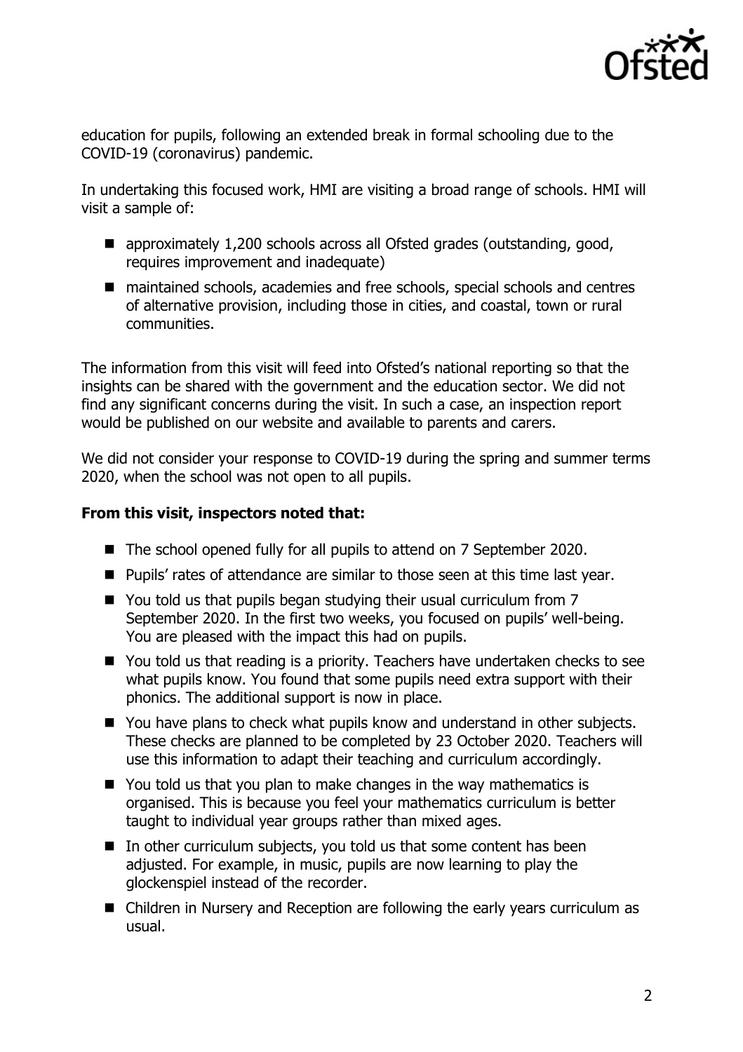education for pupils, following an extended break in formal schooling due to the COVID-19 (coronavirus) pandemic.

In undertaking this focused work, HMI are visiting a broad range of schools. HMI will visit a sample of:

- approximately 1,200 schools across all Ofsted grades (outstanding, good, requires improvement and inadequate)
- maintained schools, academies and free schools, special schools and centres of alternative provision, including those in cities, and coastal, town or rural communities.

The information from this visit will feed into Ofsted's national reporting so that the insights can be shared with the government and the education sector. We did not find any significant concerns during the visit. In such a case, an inspection report would be published on our website and available to parents and carers.

We did not consider your response to COVID-19 during the spring and summer terms 2020, when the school was not open to all pupils.

**From this visit, inspectors noted that:**

- The school opened fully for all pupils to attend on 7 September 2020.
- Pupils' rates of attendance are similar to those seen at this time last year.
- You told us that pupils began studying their usual curriculum from 7 September 2020. In the first two weeks, you focused on pupils' well-being. You are pleased with the impact this had on pupils.
- You told us that reading is a priority. Teachers have undertaken checks to see what pupils know. You found that some pupils need extra support with their phonics. The additional support is now in place.
- You have plans to check what pupils know and understand in other subjects. These checks are planned to be completed by 23 October 2020. Teachers will use this information to adapt their teaching and curriculum accordingly.
- You told us that you plan to make changes in the way mathematics is organised. This is because you feel your mathematics curriculum is better taught to individual year groups rather than mixed ages.
- In other curriculum subjects, you told us that some content has been adjusted. For example, in music, pupils are now learning to play the glockenspiel instead of the recorder.
- Children in Nursery and Reception are following the early years curriculum as usual.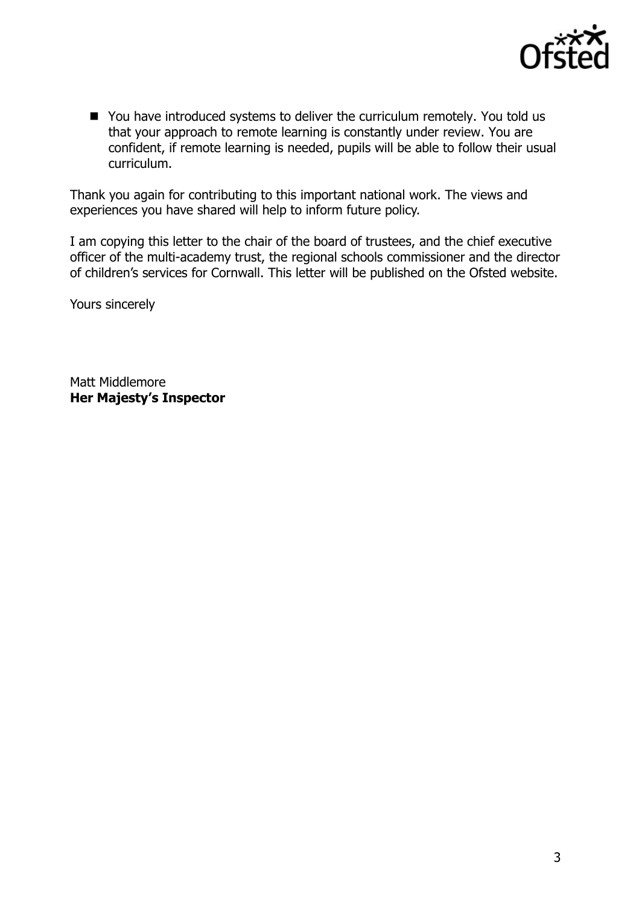- You have introduced systems to deliver the curriculum remotely. You told us that your approach to remote learning is constantly under review. You are confident, if remote learning is needed, pupils will be able to follow their usual curriculum.

Thank you again for contributing to this important national work. The views and experiences you have shared will help to inform future policy.

I am copying this letter to the chair of the board of trustees, and the chief executive officer of the multi-academy trust, the regional schools commissioner and the director of children's services for Cornwall. This letter will be published on the Ofsted website.

Yours sincerely

Matt Middlemore
**Her Majesty's Inspector**